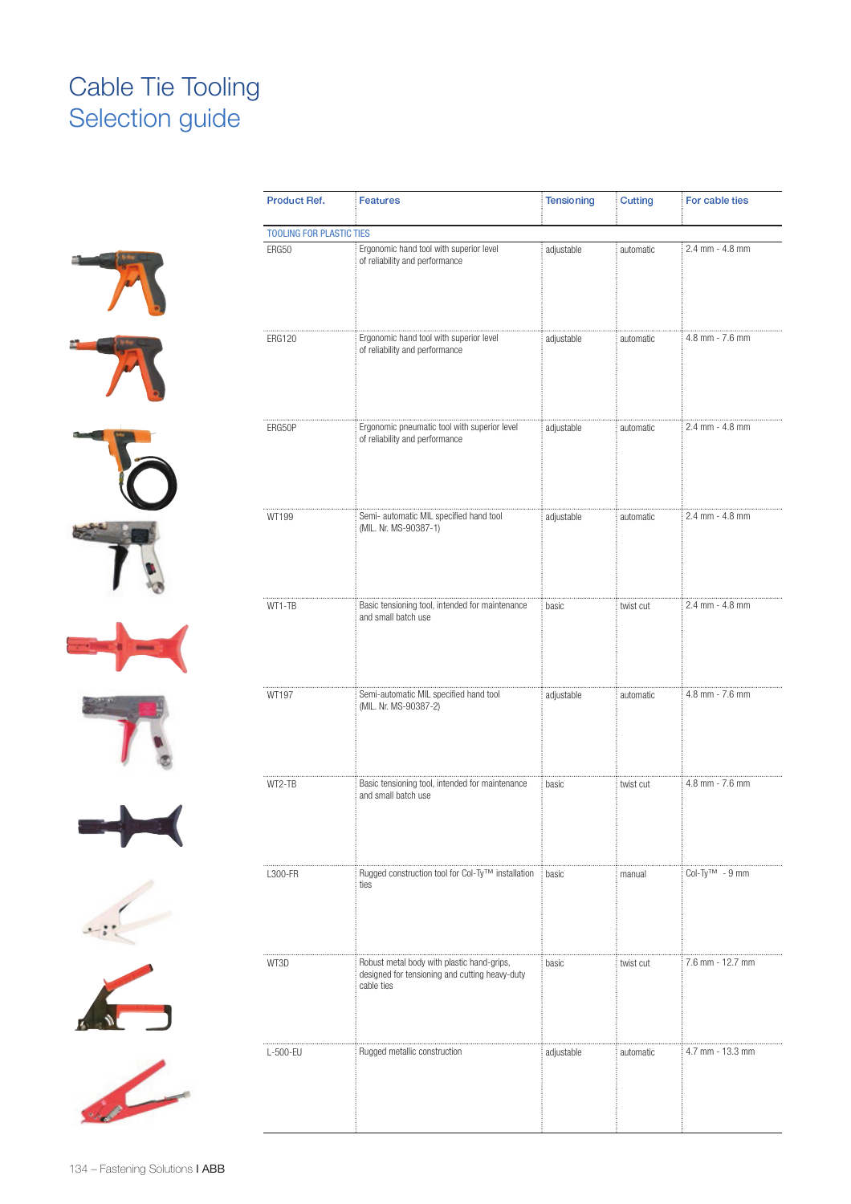# Cable Tie Tooling
## Selection guide

| Product Ref. | Features | Tensioning | Cutting | For cable ties |
|---|---|---|---|---|
| TOOLING FOR PLASTIC TIES | | | | |
| ERG50 | Ergonomic hand tool with superior level of reliability and performance | adjustable | automatic | 2.4 mm - 4.8 mm |
| ERG120 | Ergonomic hand tool with superior level of reliability and performance | adjustable | automatic | 4.8 mm - 7.6 mm |
| ERG50P | Ergonomic pneumatic tool with superior level of reliability and performance | adjustable | automatic | 2.4 mm - 4.8 mm |
| WT199 | Semi- automatic MIL specified hand tool (MIL. Nr. MS-90387-1) | adjustable | automatic | 2.4 mm - 4.8 mm |
| WT1-TB | Basic tensioning tool, intended for maintenance and small batch use | basic | twist cut | 2.4 mm - 4.8 mm |
| WT197 | Semi-automatic MIL specified hand tool (MIL. Nr. MS-90387-2) | adjustable | automatic | 4.8 mm - 7.6 mm |
| WT2-TB | Basic tensioning tool, intended for maintenance and small batch use | basic | twist cut | 4.8 mm - 7.6 mm |
| L300-FR | Rugged construction tool for Col-Ty™ installation ties | basic | manual | Col-Ty™ - 9 mm |
| WT3D | Robust metal body with plastic hand-grips, designed for tensioning and cutting heavy-duty cable ties | basic | twist cut | 7.6 mm - 12.7 mm |
| L-500-EU | Rugged metallic construction | adjustable | automatic | 4.7 mm - 13.3 mm |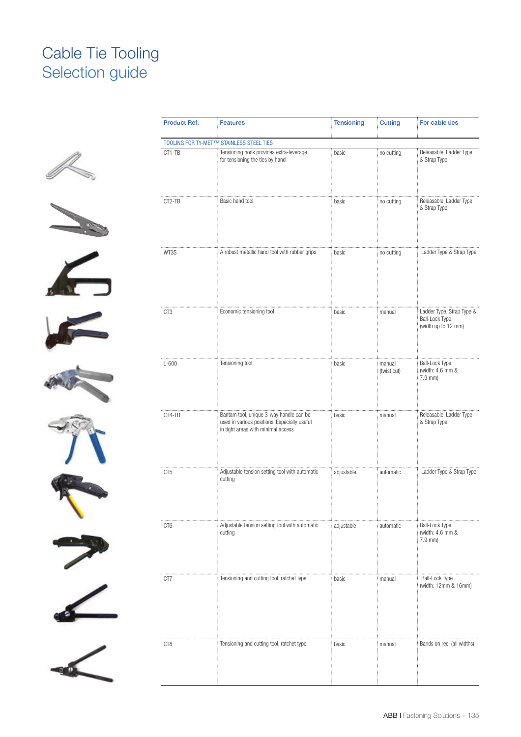# Cable Tie Tooling
## Selection guide

| Product Ref. | Features | Tensioning | Cutting | For cable ties |
|---|---|---|---|---|
| TOOLING FOR TY-MET™ STAINLESS STEEL TIES | | | | |
| CT1-TB | Tensioning hook provides extra-leverage for tensioning the ties by hand | basic | no cutting | Releasable, Ladder Type & Strap Type |
| CT2-TB | Basic hand tool | basic | no cutting | Releasable, Ladder Type & Strap Type |
| WT3S | A robust metallic hand tool with rubber grips | basic | no cutting | Ladder Type & Strap Type |
| CT3 | Economic tensioning tool | basic | manual | Ladder Type, Strap Type & Ball-Lock Type (width up to 12 mm) |
| L-600 | Tensioning tool | basic | manual (twist cut) | Ball-Lock Type (width: 4.6 mm & 7.9 mm) |
| CT4-TB | Bantam tool, unique 3-way handle can be used in various positions. Especially useful in tight areas with minimal access | basic | manual | Releasable, Ladder Type & Strap Type |
| CT5 | Adjustable tension setting tool with automatic cutting | adjustable | automatic | Ladder Type & Strap Type |
| CT6 | Adjustable tension setting tool with automatic cutting | adjustable | automatic | Ball-Lock Type (width: 4.6 mm & 7.9 mm) |
| CT7 | Tensioning and cutting tool, ratchet type | basic | manual | Ball-Lock Type (width: 12mm & 16mm) |
| CT8 | Tensioning and cutting tool, ratchet type | basic | manual | Bands on reel (all widths) |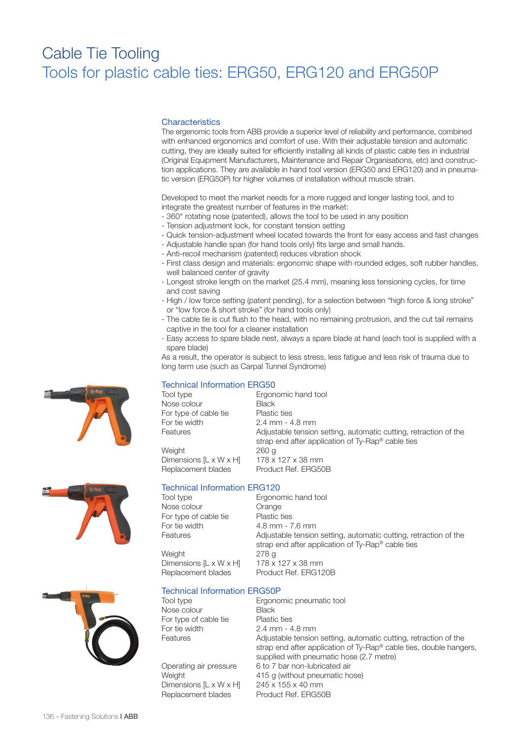# Cable Tie Tooling
## Tools for plastic cable ties: ERG50, ERG120 and ERG50P

### Characteristics

The ergenomic tools from ABB provide a superior level of reliability and performance, combined with enhanced ergonomics and comfort of use. With their adjustable tension and automatic cutting, they are ideally suited for efficiently installing all kinds of plastic cable ties in industrial (Original Equipment Manufacturers, Maintenance and Repair Organisations, etc) and construction applications. They are available in hand tool version (ERG50 and ERG120) and in pneumatic version (ERG50P) for higher volumes of installation without muscle strain.

Developed to meet the market needs for a more rugged and longer lasting tool, and to integrate the greatest number of features in the market:

- 360° rotating nose (patented), allows the tool to be used in any position
- Tension adjustment lock, for constant tension setting
- Quick tension-adjustment wheel located towards the front for easy access and fast changes
- Adjustable handle span (for hand tools only) fits large and small hands.
- Anti-recoil mechanism (patented) reduces vibration shock
- First class design and materials: ergonomic shape with rounded edges, soft rubber handles, well balanced center of gravity
- Longest stroke length on the market (25.4 mm), meaning less tensioning cycles, for time and cost saving
- High / low force setting (patent pending), for a selection between “high force & long stroke” or “low force & short stroke” (for hand tools only)
- The cable tie is cut flush to the head, with no remaining protrusion, and the cut tail remains captive in the tool for a cleaner installation
- Easy access to spare blade nest, always a spare blade at hand (each tool is supplied with a spare blade)

As a result, the operator is subject to less stress, less fatigue and less risk of trauma due to long term use (such as Carpal Tunnel Syndrome)

### Technical Information ERG50

| | |
|---|---|
| Tool type | Ergonomic hand tool |
| Nose colour | Black |
| For type of cable tie | Plastic ties |
| For tie width | 2.4 mm - 4.8 mm |
| Features | Adjustable tension setting, automatic cutting, retraction of the strap end after application of Ty-Rap® cable ties |
| Weight | 260 g |
| Dimensions [L x W x H] | 178 x 127 x 38 mm |
| Replacement blades | Product Ref. ERG50B |

### Technical Information ERG120

| | |
|---|---|
| Tool type | Ergonomic hand tool |
| Nose colour | Orange |
| For type of cable tie | Plastic ties |
| For tie width | 4.8 mm - 7.6 mm |
| Features | Adjustable tension setting, automatic cutting, retraction of the strap end after application of Ty-Rap® cable ties |
| Weight | 278 g |
| Dimensions [L x W x H] | 178 x 127 x 38 mm |
| Replacement blades | Product Ref. ERG120B |

### Technical Information ERG50P

| | |
|---|---|
| Tool type | Ergonomic pneumatic tool |
| Nose colour | Black |
| For type of cable tie | Plastic ties |
| For tie width | 2.4 mm - 4.8 mm |
| Features | Adjustable tension setting, automatic cutting, retraction of the strap end after application of Ty-Rap® cable ties, double hangers, supplied with pneumatic hose (2.7 metre) |
| Operating air pressure | 6 to 7 bar non-lubricated air |
| Weight | 415 g (without pneumatic hose) |
| Dimensions [L x W x H] | 245 x 155 x 40 mm |
| Replacement blades | Product Ref. ERG50B |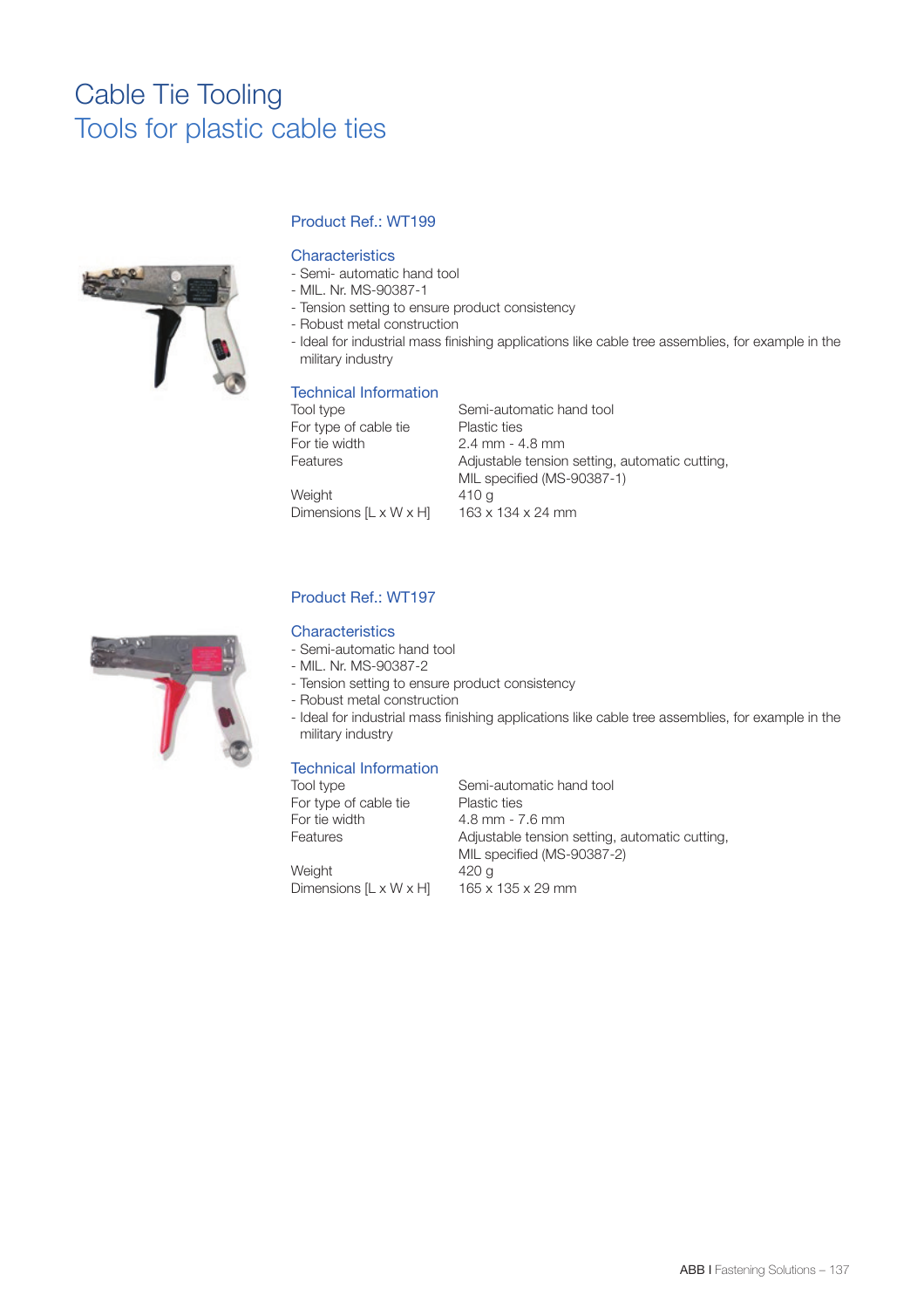# Cable Tie Tooling

## Tools for plastic cable ties

### Product Ref.: WT199

#### Characteristics

- Semi- automatic hand tool
- MIL. Nr. MS-90387-1
- Tension setting to ensure product consistency
- Robust metal construction
- Ideal for industrial mass finishing applications like cable tree assemblies, for example in the military industry

#### Technical Information

| | |
|---|---|
| Tool type | Semi-automatic hand tool |
| For type of cable tie | Plastic ties |
| For tie width | 2.4 mm - 4.8 mm |
| Features | Adjustable tension setting, automatic cutting, MIL specified (MS-90387-1) |
| Weight | 410 g |
| Dimensions [L x W x H] | 163 x 134 x 24 mm |

### Product Ref.: WT197

#### Characteristics

- Semi-automatic hand tool
- MIL. Nr. MS-90387-2
- Tension setting to ensure product consistency
- Robust metal construction
- Ideal for industrial mass finishing applications like cable tree assemblies, for example in the military industry

#### Technical Information

| | |
|---|---|
| Tool type | Semi-automatic hand tool |
| For type of cable tie | Plastic ties |
| For tie width | 4.8 mm - 7.6 mm |
| Features | Adjustable tension setting, automatic cutting, MIL specified (MS-90387-2) |
| Weight | 420 g |
| Dimensions [L x W x H] | 165 x 135 x 29 mm |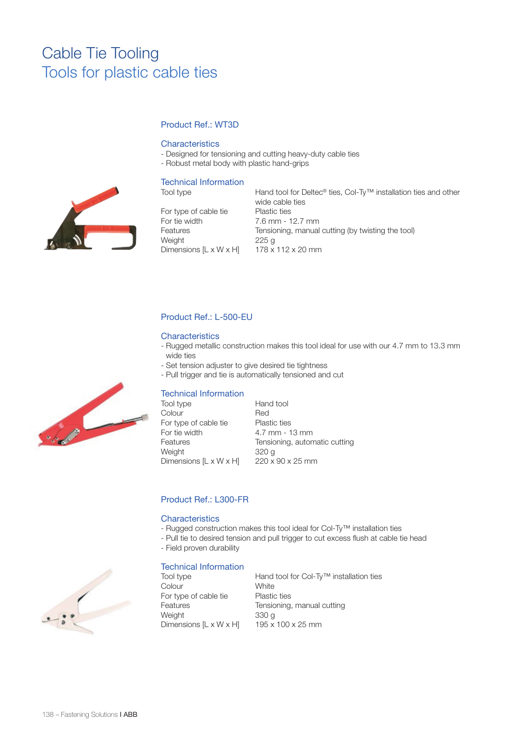# Cable Tie Tooling
## Tools for plastic cable ties

### Product Ref.: WT3D

#### Characteristics

- Designed for tensioning and cutting heavy-duty cable ties
- Robust metal body with plastic hand-grips

#### Technical Information

| | |
|---|---|
| Tool type | Hand tool for Deltec® ties, Col-Ty™ installation ties and other wide cable ties |
| For type of cable tie | Plastic ties |
| For tie width | 7.6 mm - 12.7 mm |
| Features | Tensioning, manual cutting (by twisting the tool) |
| Weight | 225 g |
| Dimensions [L x W x H] | 178 x 112 x 20 mm |

### Product Ref.: L-500-EU

#### Characteristics

- Rugged metallic construction makes this tool ideal for use with our 4.7 mm to 13.3 mm wide ties
- Set tension adjuster to give desired tie tightness
- Pull trigger and tie is automatically tensioned and cut

#### Technical Information

| | |
|---|---|
| Tool type | Hand tool |
| Colour | Red |
| For type of cable tie | Plastic ties |
| For tie width | 4.7 mm - 13 mm |
| Features | Tensioning, automatic cutting |
| Weight | 320 g |
| Dimensions [L x W x H] | 220 x 90 x 25 mm |

### Product Ref.: L300-FR

#### Characteristics

- Rugged construction makes this tool ideal for Col-Ty™ installation ties
- Pull tie to desired tension and pull trigger to cut excess flush at cable tie head
- Field proven durability

#### Technical Information

| | |
|---|---|
| Tool type | Hand tool for Col-Ty™ installation ties |
| Colour | White |
| For type of cable tie | Plastic ties |
| Features | Tensioning, manual cutting |
| Weight | 330 g |
| Dimensions [L x W x H] | 195 x 100 x 25 mm |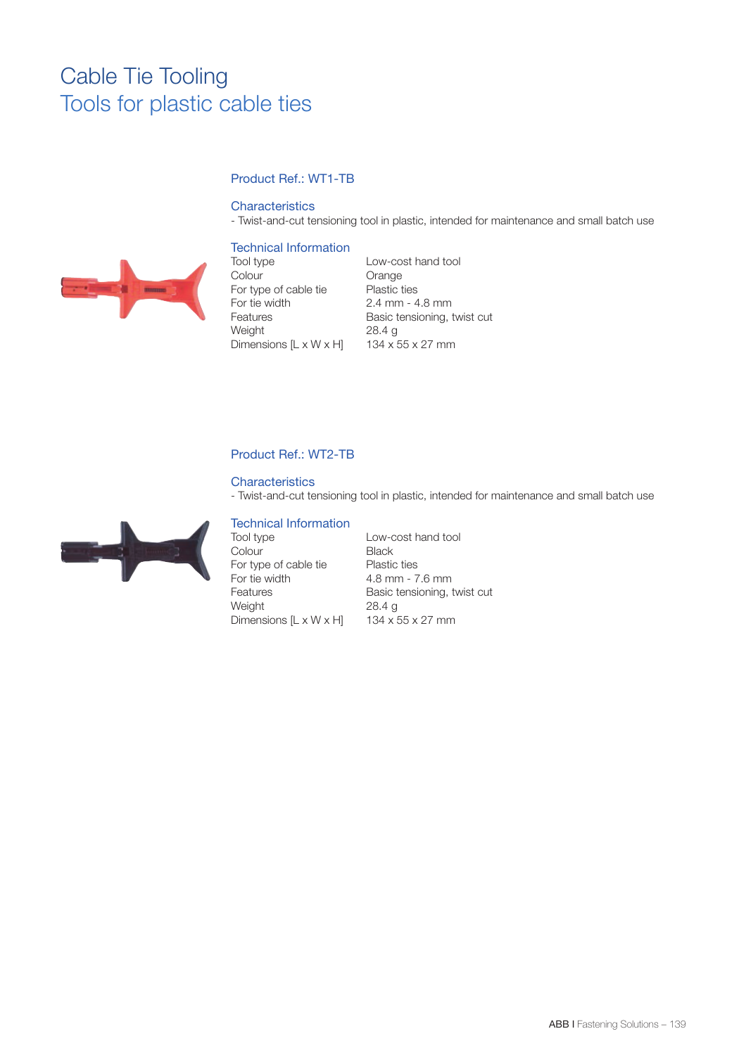# Cable Tie Tooling
## Tools for plastic cable ties

### Product Ref.: WT1-TB

#### Characteristics

- Twist-and-cut tensioning tool in plastic, intended for maintenance and small batch use

#### Technical Information

| | |
|---|---|
| Tool type | Low-cost hand tool |
| Colour | Orange |
| For type of cable tie | Plastic ties |
| For tie width | 2.4 mm - 4.8 mm |
| Features | Basic tensioning, twist cut |
| Weight | 28.4 g |
| Dimensions [L x W x H] | 134 x 55 x 27 mm |

### Product Ref.: WT2-TB

#### Characteristics

- Twist-and-cut tensioning tool in plastic, intended for maintenance and small batch use

#### Technical Information

| | |
|---|---|
| Tool type | Low-cost hand tool |
| Colour | Black |
| For type of cable tie | Plastic ties |
| For tie width | 4.8 mm - 7.6 mm |
| Features | Basic tensioning, twist cut |
| Weight | 28.4 g |
| Dimensions [L x W x H] | 134 x 55 x 27 mm |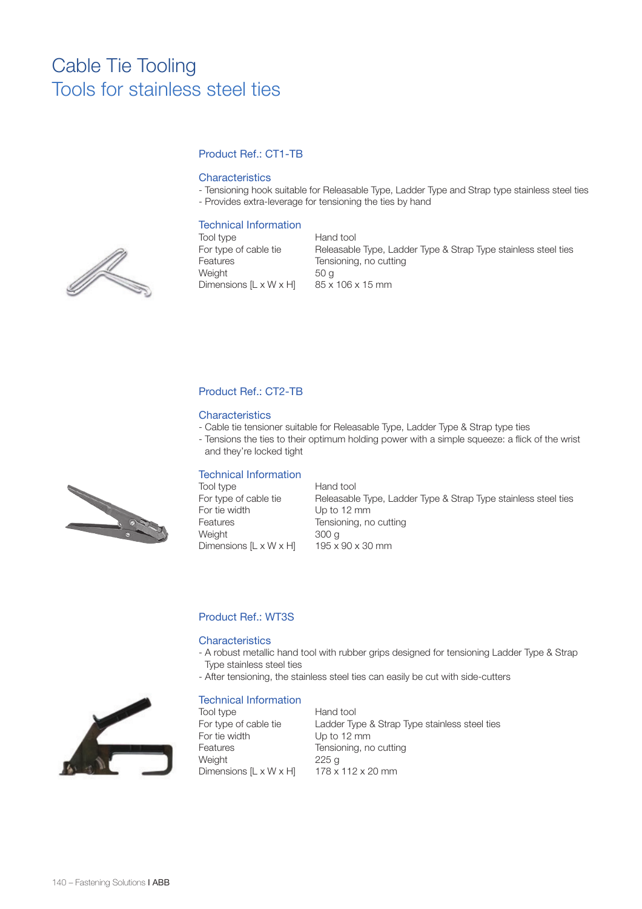# Cable Tie Tooling

## Tools for stainless steel ties

### Product Ref.: CT1-TB

#### Characteristics

- Tensioning hook suitable for Releasable Type, Ladder Type and Strap type stainless steel ties
- Provides extra-leverage for tensioning the ties by hand

#### Technical Information

| | |
|---|---|
| Tool type | Hand tool |
| For type of cable tie | Releasable Type, Ladder Type & Strap Type stainless steel ties |
| Features | Tensioning, no cutting |
| Weight | 50 g |
| Dimensions [L x W x H] | 85 x 106 x 15 mm |

### Product Ref.: CT2-TB

#### Characteristics

- Cable tie tensioner suitable for Releasable Type, Ladder Type & Strap type ties
- Tensions the ties to their optimum holding power with a simple squeeze: a flick of the wrist and they're locked tight

#### Technical Information

| | |
|---|---|
| Tool type | Hand tool |
| For type of cable tie | Releasable Type, Ladder Type & Strap Type stainless steel ties |
| For tie width | Up to 12 mm |
| Features | Tensioning, no cutting |
| Weight | 300 g |
| Dimensions [L x W x H] | 195 x 90 x 30 mm |

### Product Ref.: WT3S

#### Characteristics

- A robust metallic hand tool with rubber grips designed for tensioning Ladder Type & Strap Type stainless steel ties
- After tensioning, the stainless steel ties can easily be cut with side-cutters

#### Technical Information

| | |
|---|---|
| Tool type | Hand tool |
| For type of cable tie | Ladder Type & Strap Type stainless steel ties |
| For tie width | Up to 12 mm |
| Features | Tensioning, no cutting |
| Weight | 225 g |
| Dimensions [L x W x H] | 178 x 112 x 20 mm |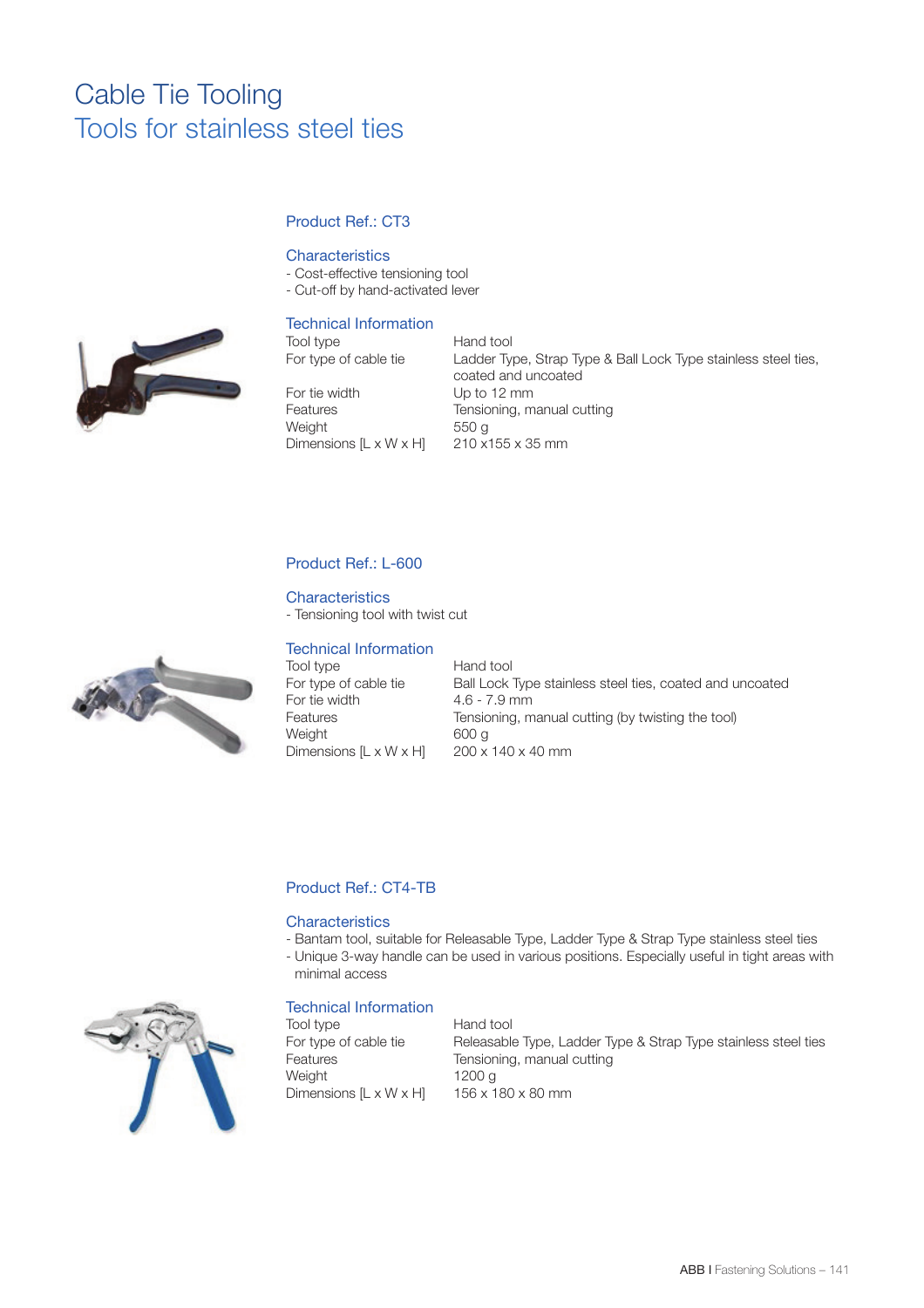# Cable Tie Tooling
## Tools for stainless steel ties

### Product Ref.: CT3

#### Characteristics
- Cost-effective tensioning tool
- Cut-off by hand-activated lever

#### Technical Information

| | |
|---|---|
| Tool type | Hand tool |
| For type of cable tie | Ladder Type, Strap Type & Ball Lock Type stainless steel ties, coated and uncoated |
| For tie width | Up to 12 mm |
| Features | Tensioning, manual cutting |
| Weight | 550 g |
| Dimensions [L x W x H] | 210 x155 x 35 mm |

### Product Ref.: L-600

#### Characteristics
- Tensioning tool with twist cut

#### Technical Information

| | |
|---|---|
| Tool type | Hand tool |
| For type of cable tie | Ball Lock Type stainless steel ties, coated and uncoated |
| For tie width | 4.6 - 7.9 mm |
| Features | Tensioning, manual cutting (by twisting the tool) |
| Weight | 600 g |
| Dimensions [L x W x H] | 200 x 140 x 40 mm |

### Product Ref.: CT4-TB

#### Characteristics
- Bantam tool, suitable for Releasable Type, Ladder Type & Strap Type stainless steel ties
- Unique 3-way handle can be used in various positions. Especially useful in tight areas with minimal access

#### Technical Information

| | |
|---|---|
| Tool type | Hand tool |
| For type of cable tie | Releasable Type, Ladder Type & Strap Type stainless steel ties |
| Features | Tensioning, manual cutting |
| Weight | 1200 g |
| Dimensions [L x W x H] | 156 x 180 x 80 mm |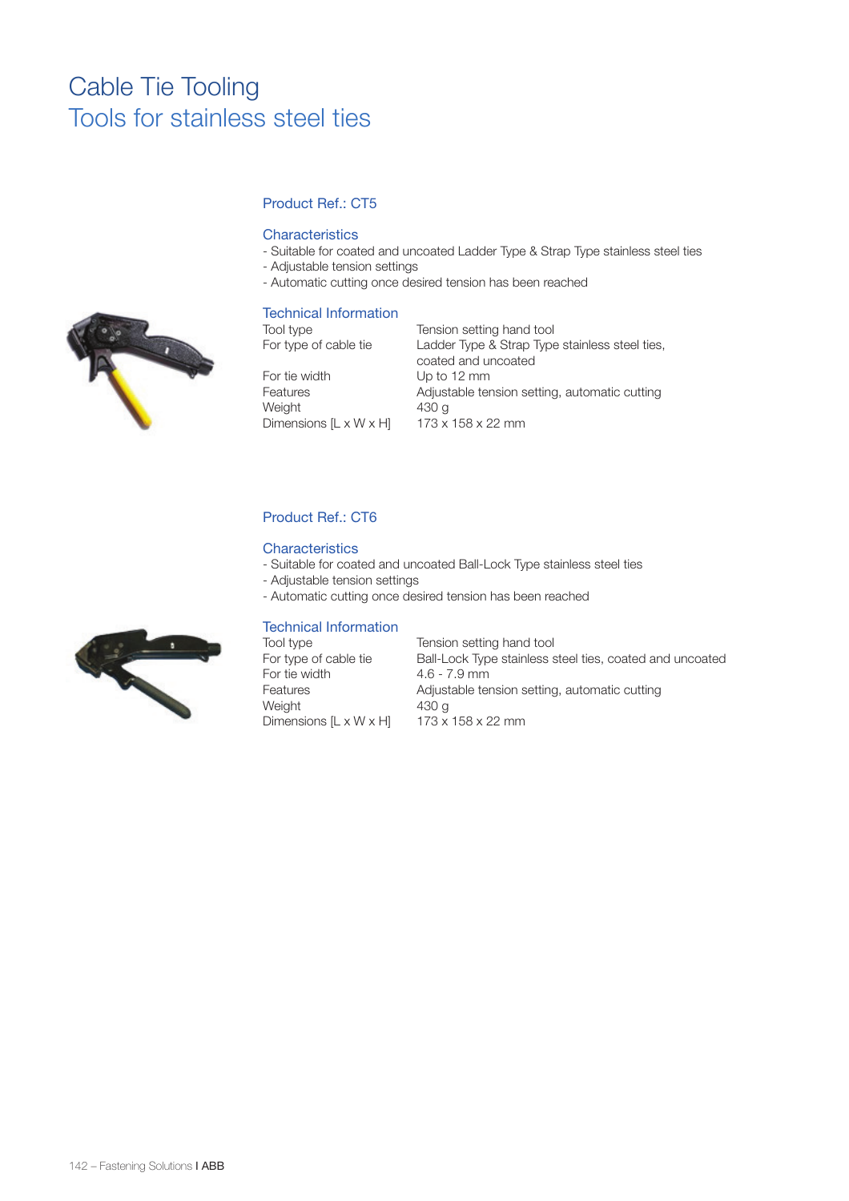# Cable Tie Tooling
## Tools for stainless steel ties

### Product Ref.: CT5

#### Characteristics

- Suitable for coated and uncoated Ladder Type & Strap Type stainless steel ties
- Adjustable tension settings
- Automatic cutting once desired tension has been reached

#### Technical Information

| | |
|---|---|
| Tool type | Tension setting hand tool |
| For type of cable tie | Ladder Type & Strap Type stainless steel ties, coated and uncoated |
| For tie width | Up to 12 mm |
| Features | Adjustable tension setting, automatic cutting |
| Weight | 430 g |
| Dimensions [L x W x H] | 173 x 158 x 22 mm |

### Product Ref.: CT6

#### Characteristics

- Suitable for coated and uncoated Ball-Lock Type stainless steel ties
- Adjustable tension settings
- Automatic cutting once desired tension has been reached

#### Technical Information

| | |
|---|---|
| Tool type | Tension setting hand tool |
| For type of cable tie | Ball-Lock Type stainless steel ties, coated and uncoated |
| For tie width | 4.6 - 7.9 mm |
| Features | Adjustable tension setting, automatic cutting |
| Weight | 430 g |
| Dimensions [L x W x H] | 173 x 158 x 22 mm |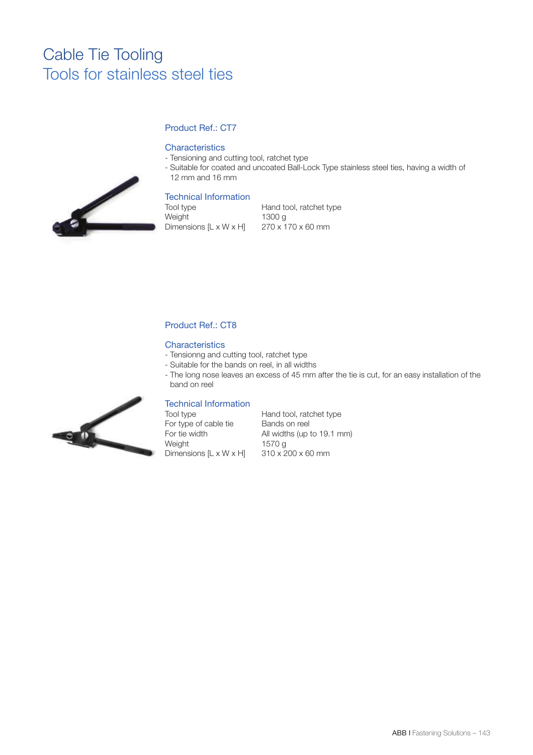# Cable Tie Tooling
## Tools for stainless steel ties

### Product Ref.: CT7

#### Characteristics

- Tensioning and cutting tool, ratchet type
- Suitable for coated and uncoated Ball-Lock Type stainless steel ties, having a width of 12 mm and 16 mm

#### Technical Information

| | |
|---|---|
| Tool type | Hand tool, ratchet type |
| Weight | 1300 g |
| Dimensions [L x W x H] | 270 x 170 x 60 mm |

### Product Ref.: CT8

#### Characteristics

- Tensionng and cutting tool, ratchet type
- Suitable for the bands on reel, in all widths
- The long nose leaves an excess of 45 mm after the tie is cut, for an easy installation of the band on reel

#### Technical Information

| | |
|---|---|
| Tool type | Hand tool, ratchet type |
| For type of cable tie | Bands on reel |
| For tie width | All widths (up to 19.1 mm) |
| Weight | 1570 g |
| Dimensions [L x W x H] | 310 x 200 x 60 mm |